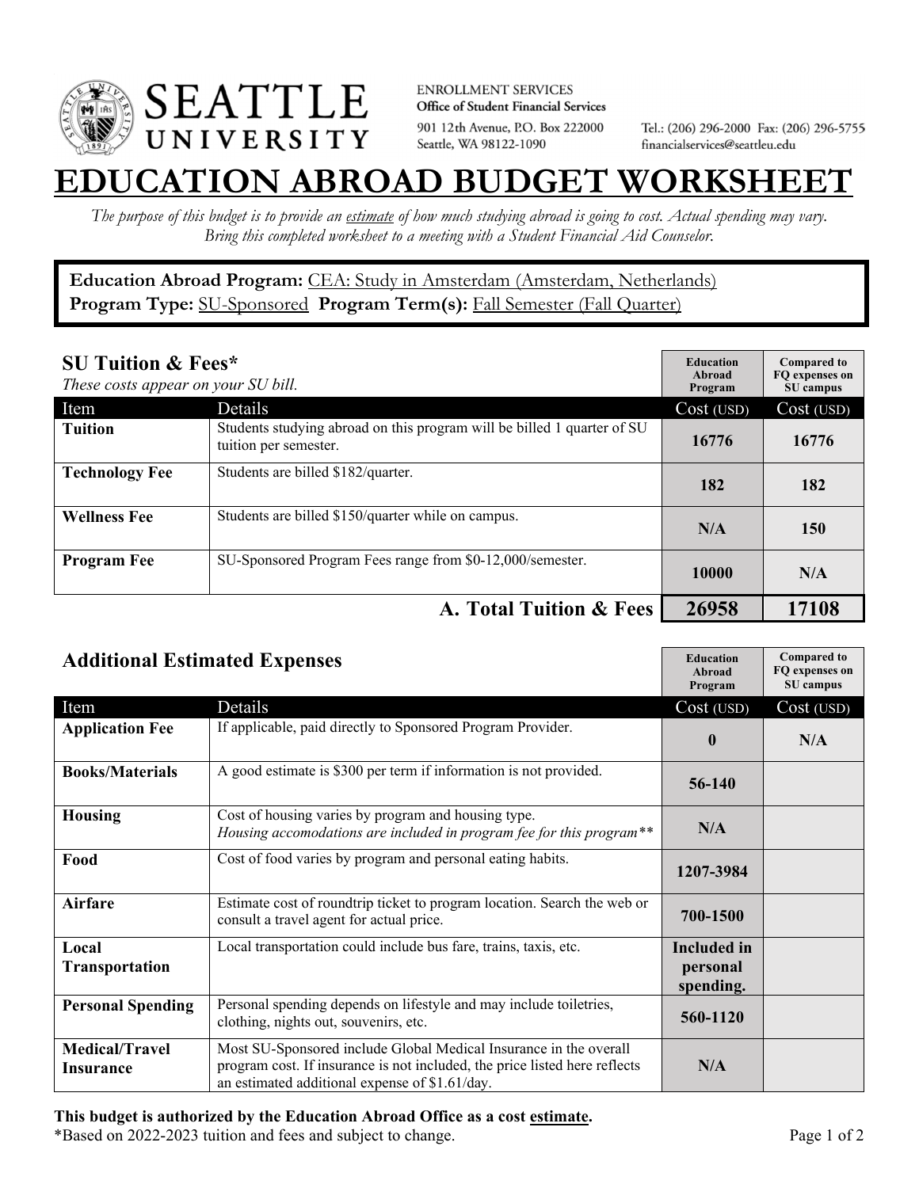**SEATTLE UNIVERSITY**

ENROLLMENT SERVICES
**Office of Student Financial Services**
901 12th Avenue, P.O. Box 222000
Seattle, WA 98122-1090

Tel.: (206) 296-2000 Fax: (206) 296-5755
financialservices@seattleu.edu

# EDUCATION ABROAD BUDGET WORKSHEET

*The purpose of this budget is to provide an estimate of how much studying abroad is going to cost. Actual spending may vary. Bring this completed worksheet to a meeting with a Student Financial Aid Counselor.*

**Education Abroad Program:** CEA: Study in Amsterdam (Amsterdam, Netherlands)
**Program Type:** SU-Sponsored **Program Term(s):** Fall Semester (Fall Quarter)

## SU Tuition & Fees*

*These costs appear on your SU bill.*

| Item | Details | Education Abroad Program Cost (USD) | Compared to FQ expenses on SU campus Cost (USD) |
|---|---|---|---|
| **Tuition** | Students studying abroad on this program will be billed 1 quarter of SU tuition per semester. | 16776 | 16776 |
| **Technology Fee** | Students are billed $182/quarter. | 182 | 182 |
| **Wellness Fee** | Students are billed $150/quarter while on campus. | N/A | 150 |
| **Program Fee** | SU-Sponsored Program Fees range from $0-12,000/semester. | 10000 | N/A |
| | **A. Total Tuition & Fees** | **26958** | **17108** |

## Additional Estimated Expenses

| Item | Details | Education Abroad Program Cost (USD) | Compared to FQ expenses on SU campus Cost (USD) |
|---|---|---|---|
| **Application Fee** | If applicable, paid directly to Sponsored Program Provider. | 0 | N/A |
| **Books/Materials** | A good estimate is $300 per term if information is not provided. | 56-140 | |
| **Housing** | Cost of housing varies by program and housing type. *Housing accomodations are included in program fee for this program*** | N/A | |
| **Food** | Cost of food varies by program and personal eating habits. | 1207-3984 | |
| **Airfare** | Estimate cost of roundtrip ticket to program location. Search the web or consult a travel agent for actual price. | 700-1500 | |
| **Local Transportation** | Local transportation could include bus fare, trains, taxis, etc. | Included in personal spending. | |
| **Personal Spending** | Personal spending depends on lifestyle and may include toiletries, clothing, nights out, souvenirs, etc. | 560-1120 | |
| **Medical/Travel Insurance** | Most SU-Sponsored include Global Medical Insurance in the overall program cost. If insurance is not included, the price listed here reflects an estimated additional expense of $1.61/day. | N/A | |

**This budget is authorized by the Education Abroad Office as a cost estimate.**
*Based on 2022-2023 tuition and fees and subject to change.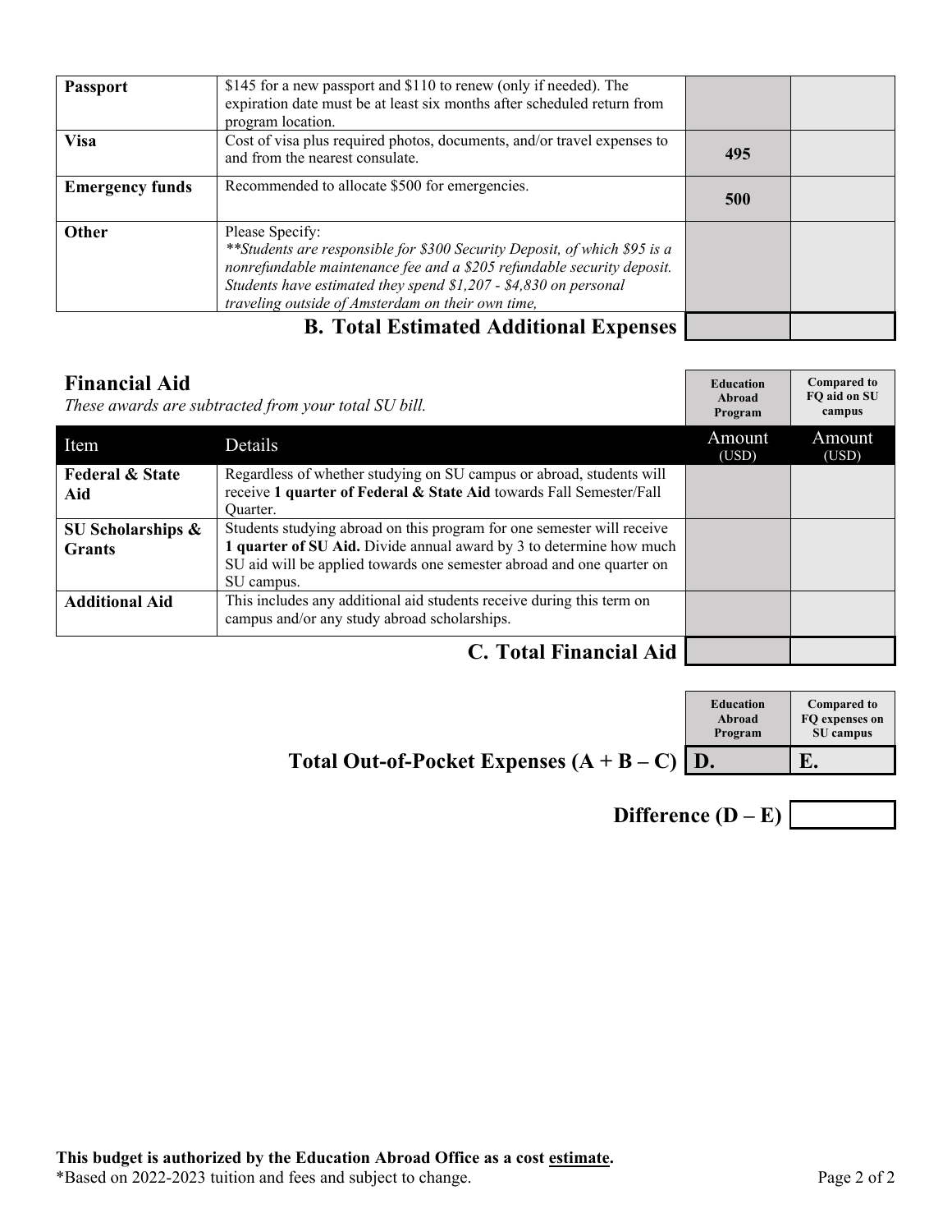| | | | |
|---|---|---|---|
| **Passport** | $145 for a new passport and $110 to renew (only if needed). The expiration date must be at least six months after scheduled return from program location. | | |
| **Visa** | Cost of visa plus required photos, documents, and/or travel expenses to and from the nearest consulate. | **495** | |
| **Emergency funds** | Recommended to allocate $500 for emergencies. | **500** | |
| **Other** | Please Specify: *\*\*Students are responsible for $300 Security Deposit, of which $95 is a nonrefundable maintenance fee and a $205 refundable security deposit. Students have estimated they spend $1,207 - $4,830 on personal traveling outside of Amsterdam on their own time,* | | |
| | **B. Total Estimated Additional Expenses** | | |

## Financial Aid

*These awards are subtracted from your total SU bill.*

| | | **Education Abroad Program** | **Compared to FQ aid on SU campus** |
|---|---|---|---|
| Item | Details | Amount (USD) | Amount (USD) |
| **Federal & State Aid** | Regardless of whether studying on SU campus or abroad, students will receive **1 quarter of Federal & State Aid** towards Fall Semester/Fall Quarter. | | |
| **SU Scholarships & Grants** | Students studying abroad on this program for one semester will receive **1 quarter of SU Aid.** Divide annual award by 3 to determine how much SU aid will be applied towards one semester abroad and one quarter on SU campus. | | |
| **Additional Aid** | This includes any additional aid students receive during this term on campus and/or any study abroad scholarships. | | |
| | **C. Total Financial Aid** | | |

| | **Education Abroad Program** | **Compared to FQ expenses on SU campus** |
|---|---|---|
| **Total Out-of-Pocket Expenses (A + B – C)** | **D.** | **E.** |

| | |
|---|---|
| **Difference (D – E)** | |

**This budget is authorized by the Education Abroad Office as a cost estimate.**

*Based on 2022-2023 tuition and fees and subject to change.